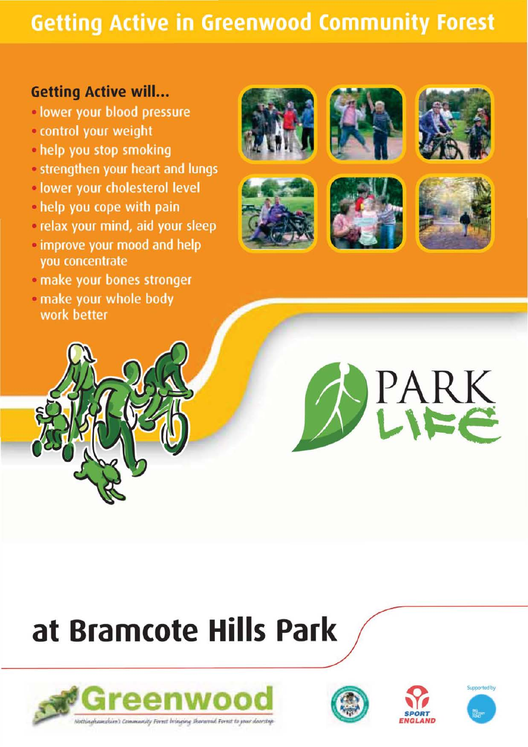# Getting Active in Greenwood Community Forest

## Getting Active will...

- lower your blood pressure
- control your weight
- help you stop smoking
- strengthen your heart and lungs
- lower your cholesterol level
- help you cope with pain
- relax your mind, aid your sleep
- improve your mood and help you concentrate
- make your bones stronger
- make your whole body work better

PARK LIFE

# at Bramcote Hills Park

Greenwood

*Nottinghamshire's Community Forest bringing Sherwood Forest to your doorstep*

SPORT ENGLAND

Supported by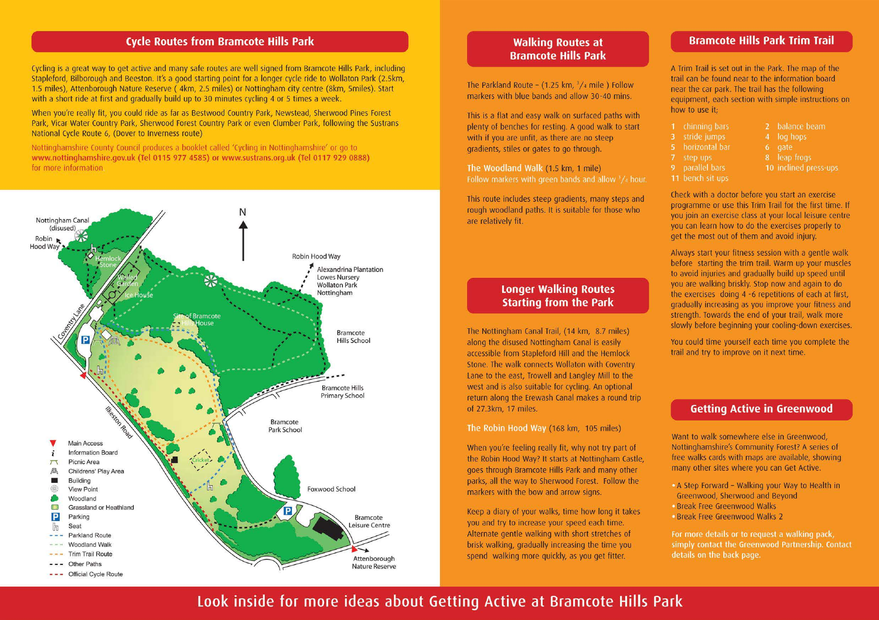## Cycle Routes from Bramcote Hills Park

Cycling is a great way to get active and many safe routes are well signed from Bramcote Hills Park, including Stapleford, Bilborough and Beeston. It's a good starting point for a longer cycle ride to Wollaton Park (2.5km, 1.5 miles), Attenborough Nature Reserve ( 4km, 2.5 miles) or Nottingham city centre (8km, 5miles). Start with a short ride at first and gradually build up to 30 minutes cycling 4 or 5 times a week.

When you're really fit, you could ride as far as Bestwood Country Park, Newstead, Sherwood Pines Forest Park, Vicar Water Country Park, Sherwood Forest Country Park or even Clumber Park, following the Sustrans National Cycle Route 6, (Dover to Inverness route)

Nottinghamshire County Council produces a booklet called 'Cycling in Nottinghamshire' or go to **www.nottinghamshire.gov.uk (Tel 0115 977 4585) or www.sustrans.org.uk (Tel 0117 929 0888)** for more information

N

Nottingham Canal (disused)

Robin Hood Way

Hemlock Stone

Walled Garden

Ice House

Coventry Lane

Site of Bramcote Hills House

Robin Hood Way

Alexandrina Plantation
Lowes Nursery
Wollaton Park
Nottingham

Bramcote Hills School

Bramcote Hills Primary School

Ilkeston Road

Bramcote Park School

Cricket

Foxwood School

Bramcote Leisure Centre

Attenborough Nature Reserve

- Main Access
- Information Board
- Picnic Area
- Childrens' Play Area
- Building
- View Point
- Woodland
- Grassland or Heathland
- Parking
- Seat
- Parkland Route
- Woodland Walk
- Trim Trail Route
- Other Paths
- Official Cycle Route

## Walking Routes at Bramcote Hills Park

The Parkland Route – (1.25 km, $^{3}/_{4}$ mile ) Follow markers with blue bands and allow 30-40 mins.

This is a flat and easy walk on surfaced paths with plenty of benches for resting. A good walk to start with if you are unfit, as there are no steep gradients, stiles or gates to go through.

**The Woodland Walk** (1.5 km, 1 mile)
Follow markers with green bands and allow $^{3}/_{4}$ hour.

This route includes steep gradients, many steps and rough woodland paths. It is suitable for those who are relatively fit.

## Longer Walking Routes Starting from the Park

The Nottingham Canal Trail, (14 km, 8.7 miles) along the disused Nottingham Canal is easily accessible from Stapleford Hill and the Hemlock Stone. The walk connects Wollaton with Coventry Lane to the east, Trowell and Langley Mill to the west and is also suitable for cycling. An optional return along the Erewash Canal makes a round trip of 27.3km, 17 miles.

**The Robin Hood Way** (168 km, 105 miles)

When you're feeling really fit, why not try part of the Robin Hood Way? It starts at Nottingham Castle, goes through Bramcote Hills Park and many other parks, all the way to Sherwood Forest. Follow the markers with the bow and arrow signs.

Keep a diary of your walks, time how long it takes you and try to increase your speed each time. Alternate gentle walking with short stretches of brisk walking, gradually increasing the time you spend walking more quickly, as you get fitter.

## Bramcote Hills Park Trim Trail

A Trim Trail is set out in the Park. The map of the trail can be found near to the information board near the car park. The trail has the following equipment, each section with simple instructions on how to use it;

1. chinning bars
2. balance beam
3. stride jumps
4. log hops
5. horizontal bar
6. gate
7. step ups
8. leap frogs
9. parallel bars
10. inclined press-ups
11. bench sit ups

Check with a doctor before you start an exercise programme or use this Trim Trail for the first time. If you join an exercise class at your local leisure centre you can learn how to do the exercises properly to get the most out of them and avoid injury.

Always start your fitness session with a gentle walk before starting the trim trail. Warm up your muscles to avoid injuries and gradually build up speed until you are walking briskly. Stop now and again to do the exercises doing 4 -6 repetitions of each at first, gradually increasing as you improve your fitness and strength. Towards the end of your trail, walk more slowly before beginning your cooling-down exercises.

You could time yourself each time you complete the trail and try to improve on it next time.

## Getting Active in Greenwood

Want to walk somewhere else in Greenwood, Nottinghamshire's Community Forest? A series of free walks cards with maps are available, showing many other sites where you can Get Active.

- A Step Forward – Walking your Way to Health in Greenwood, Sherwood and Beyond
- Break Free Greenwood Walks
- Break Free Greenwood Walks 2

For more details or to request a walking pack, simply contact the Greenwood Partnership. Contact details on the back page.

Look inside for more ideas about Getting Active at Bramcote Hills Park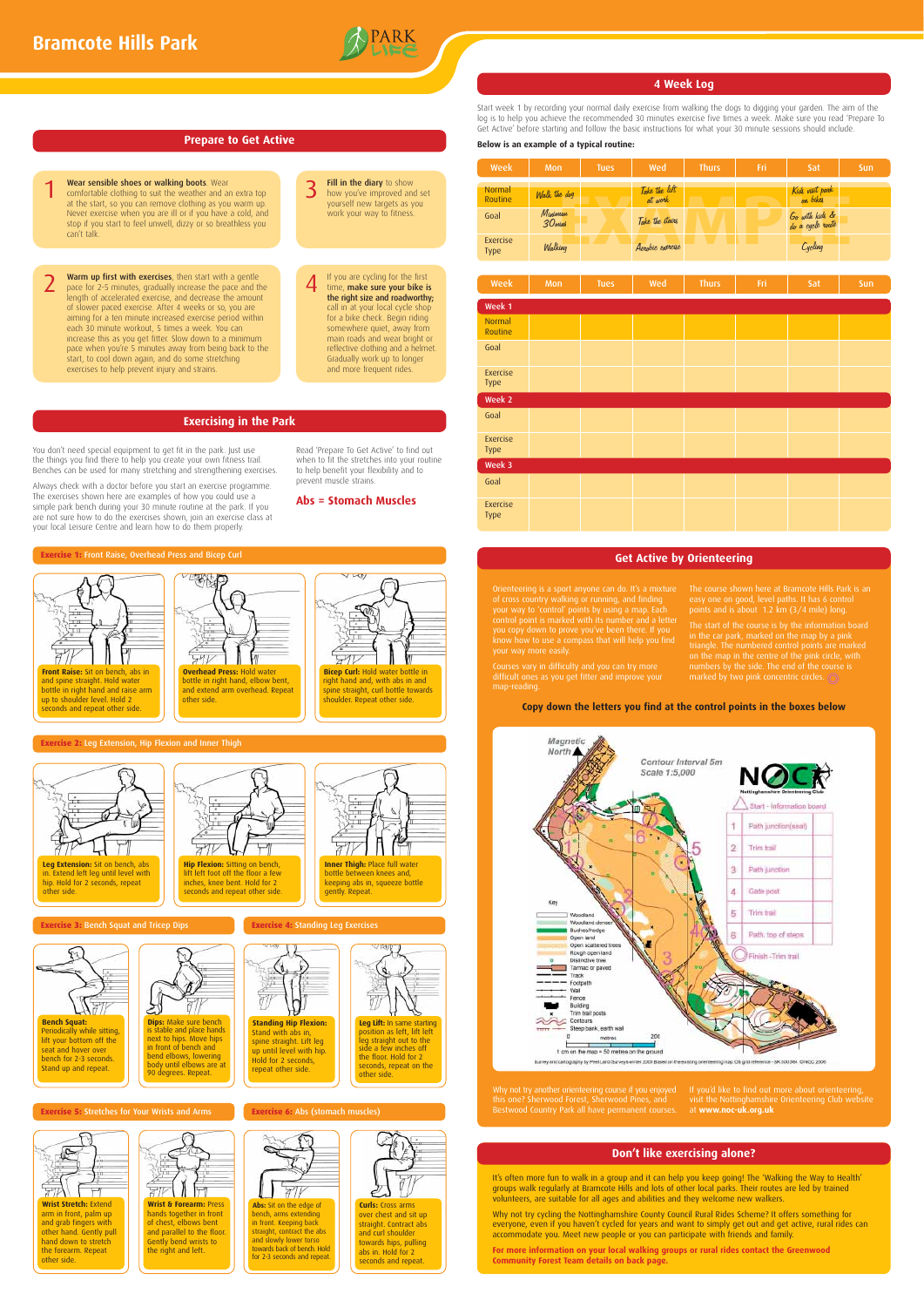# Bramcote Hills Park

## Prepare to Get Active

**1** **Wear sensible shoes or walking boots**. Wear comfortable clothing to suit the weather and an extra top at the start, so you can remove clothing as you warm up. Never exercise when you are ill or if you have a cold, and stop if you start to feel unwell, dizzy or so breathless you can't talk.

**2** **Warm up first with exercises**, then start with a gentle pace for 2-5 minutes, gradually increase the pace and the length of accelerated exercise, and decrease the amount of slower paced exercise. After 4 weeks or so, you are aiming for a ten minute increased exercise period within each 30 minute workout, 5 times a week. You can increase this as you get fitter. Slow down to a minimum pace when you're 5 minutes away from being back to the start, to cool down again, and do some stretching exercises to help prevent injury and strains.

**3** **Fill in the diary** to show how you've improved and set yourself new targets as you work your way to fitness.

**4** If you are cycling for the first time, **make sure your bike is the right size and roadworthy;** call in at your local cycle shop for a bike check. Begin riding somewhere quiet, away from main roads and wear bright or reflective clothing and a helmet. Gradually work up to longer and more frequent rides.

## Exercising in the Park

You don't need special equipment to get fit in the park. Just use the things you find there to help you create your own fitness trail. Benches can be used for many stretching and strengthening exercises.

Always check with a doctor before you start an exercise programme. The exercises shown here are examples of how you could use a simple park bench during your 30 minute routine at the park. If you are not sure how to do the exercises shown, join an exercise class at your local Leisure Centre and learn how to do them properly.

Read 'Prepare To Get Active' to find out when to fit the stretches into your routine to help benefit your flexibility and to prevent muscle strains.

**Abs = Stomach Muscles**

### Exercise 1: Front Raise, Overhead Press and Bicep Curl

**Front Raise:** Sit on bench, abs in and spine straight. Hold water bottle in right hand and raise arm up to shoulder level. Hold 2 seconds and repeat other side.

**Overhead Press:** Hold water bottle in right hand, elbow bent, and extend arm overhead. Repeat other side.

**Bicep Curl:** Hold water bottle in right hand, with abs in and spine straight, curl bottle towards shoulder. Repeat other side.

### Exercise 2: Leg Extension, Hip Flexion and Inner Thigh

**Leg Extension:** Sit on bench, abs in. Extend left leg until level with hip. Hold for 2 seconds, repeat other side.

**Hip Flexion:** Sitting on bench, lift left foot off the floor a few inches, knee bent. Hold for 2 seconds and repeat other side.

**Inner Thigh:** Place full water bottle between knees and, keeping abs in, squeeze bottle gently. Repeat.

### Exercise 3: Bench Squat and Tricep Dips

**Bench Squat:** Periodically while sitting, lift your bottom off the seat and hover over bench for 2-3 seconds. Stand up and repeat.

**Dips:** Make sure bench is stable and place hands next to hips. Move hips in front of bench and bend elbows, lowering body until elbows are at 90 degrees. Repeat.

### Exercise 4: Standing Leg Exercises

**Standing Hip Flexion:** Stand with abs in, spine straight. Lift leg up until level with hip. Hold for 2 seconds, repeat other side.

**Leg Lift:** In same starting position as left, lift left leg straight out to the side a few inches off the floor. Hold for 2 seconds, repeat on the other side.

### Exercise 5: Stretches for Your Wrists and Arms

**Wrist Stretch:** Extend arm in front, palm up and grab fingers with other hand. Gently pull hand down to stretch the forearm. Repeat other side.

**Wrist & Forearm:** Press hands together in front of chest, elbows bent and parallel to the floor. Gently bend wrists to the right and left.

### Exercise 6: Abs (stomach muscles)

**Abs:** Sit on the edge of bench, arms extending in front. Keeping back straight, contract the abs and slowly lower torso towards back of bench. Hold for 2-3 seconds and repeat.

**Curls:** Cross arms over chest and sit up straight. Contract abs and curl shoulder towards hips, pulling abs in. Hold for 2 seconds and repeat.

## 4 Week Log

Start week 1 by recording your normal daily exercise from walking the dogs to digging your garden. The aim of the log is to help you achieve the recommended 30 minutes exercise five times a week. Make sure you read 'Prepare To Get Active' before starting and follow the basic instructions for what your 30 minute sessions should include.

**Below is an example of a typical routine:**

| Week | Mon | Tues | Wed | Thurs | Fri | Sat | Sun |
|---|---|---|---|---|---|---|---|
| Normal Routine | Walk the dog | | Take the lift at work | | | Kids visit park on bikes | |
| Goal | Minimum 30mins | | Take the stairs | | | Go with kids & do a cycle route | |
| Exercise Type | Walking | | Aerobic exercise | | | Cycling | |

| Week | Mon | Tues | Wed | Thurs | Fri | Sat | Sun |
|---|---|---|---|---|---|---|---|
| **Week 1** | | | | | | | |
| Normal Routine | | | | | | | |
| Goal | | | | | | | |
| Exercise Type | | | | | | | |
| **Week 2** | | | | | | | |
| Goal | | | | | | | |
| Exercise Type | | | | | | | |
| **Week 3** | | | | | | | |
| Goal | | | | | | | |
| Exercise Type | | | | | | | |

## Get Active by Orienteering

Orienteering is a sport anyone can do. It's a mixture of cross country walking or running, and finding your way to 'control' points by using a map. Each control point is marked with its number and a letter you copy down to prove you've been there. If you know how to use a compass that will help you find your way more easily.

Courses vary in difficulty and you can try more difficult ones as you get fitter and improve your map-reading.

The course shown here at Bramcote Hills Park is an easy one on good, level paths. It has 6 control points and is about 1.2 km (3/4 mile) long.

The start of the course is by the information board in the car park, marked on the map by a pink triangle. The numbered control points are marked on the map in the centre of the pink circle, with numbers by the side. The end of the course is marked by two pink concentric circles.

**Copy down the letters you find at the control points in the boxes below**

Magnetic North

Contour Interval 5m
Scale 1:5,000

NOC — Nottinghamshire Orienteering Club

Start - Information board

| | | |
|---|---|---|
| 1 | Path junction(seat) | |
| 2 | Trim trail | |
| 3 | Path junction | |
| 4 | Gate post | |
| 5 | Trim trail | |
| 6 | Path, top of steps | |

Finish - Trim trail

Key: Woodland; Woodland dense; Bushes/hedge; Open land; Open scattered trees; Rough open land; Distinctive tree; Tarmac or paved; Track; Footpath; Wall; Fence; Building; Trim trail posts; Contours; Steep bank, earth wall

1 cm on the map = 50 metres on the ground

Why not try another orienteering course if you enjoyed this one? Sherwood Forest, Sherwood Pines, and Bestwood Country Park all have permanent courses.

If you'd like to find out more about orienteering, visit the Nottinghamshire Orienteering Club website at **www.noc-uk.org.uk**

## Don't like exercising alone?

It's often more fun to walk in a group and it can help you keep going! The 'Walking the Way to Health' groups walk regularly at Bramcote Hills and lots of other local parks. Their routes are led by trained volunteers, are suitable for all ages and abilities and they welcome new walkers.

Why not try cycling the Nottinghamshire County Council Rural Rides Scheme? It offers something for everyone, even if you haven't cycled for years and want to simply get out and get active, rural rides can accommodate you. Meet new people or you can participate with friends and family.

**For more information on your local walking groups or rural rides contact the Greenwood Community Forest Team details on back page.**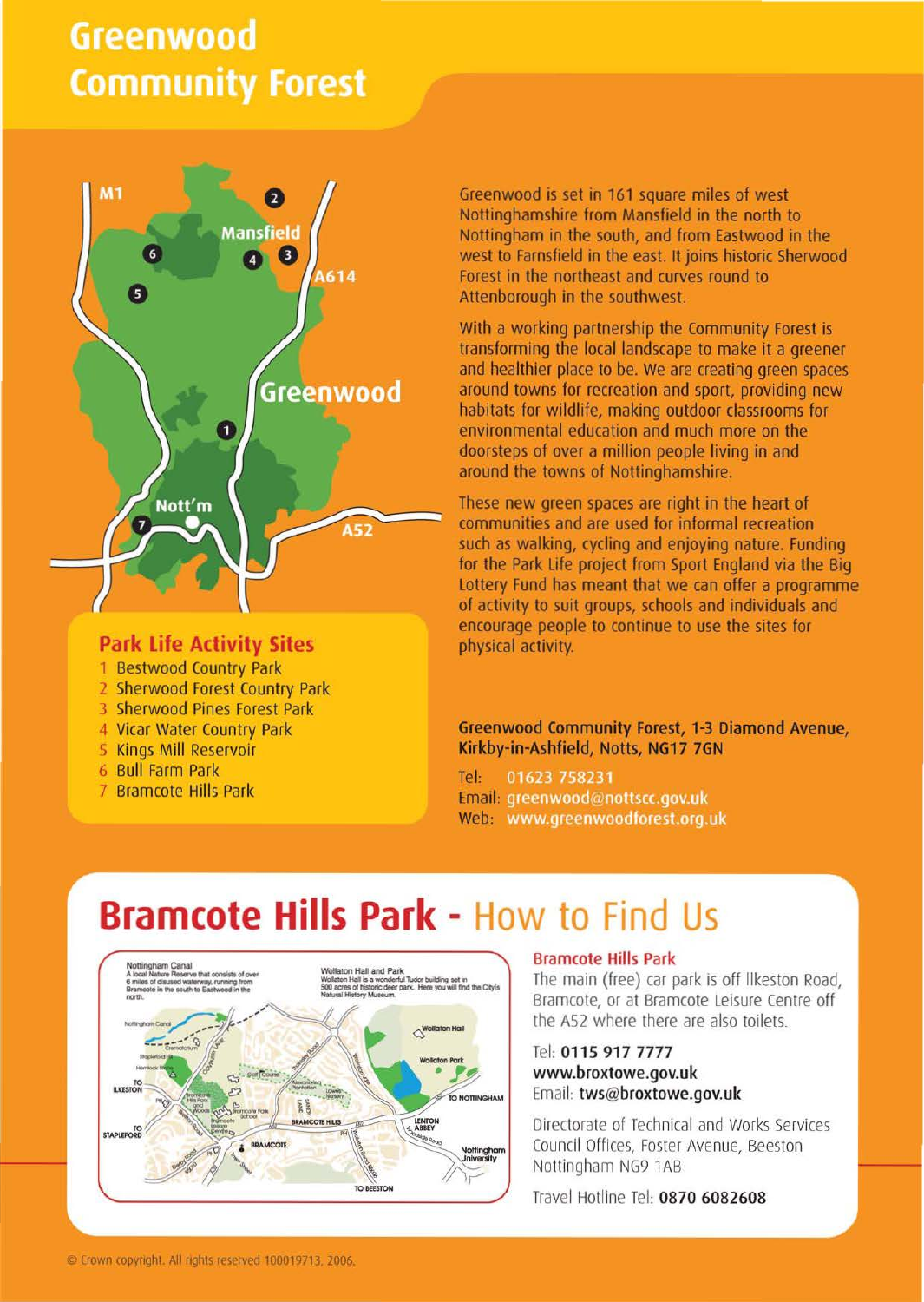# Greenwood Community Forest

M1

Mansfield

A614

Greenwood

Nott'm

A52

## Park Life Activity Sites

1. Bestwood Country Park
2. Sherwood Forest Country Park
3. Sherwood Pines Forest Park
4. Vicar Water Country Park
5. Kings Mill Reservoir
6. Bull Farm Park
7. Bramcote Hills Park

Greenwood is set in 161 square miles of west Nottinghamshire from Mansfield in the north to Nottingham in the south, and from Eastwood in the west to Farnsfield in the east. It joins historic Sherwood Forest in the northeast and curves round to Attenborough in the southwest.

With a working partnership the Community Forest is transforming the local landscape to make it a greener and healthier place to be. We are creating green spaces around towns for recreation and sport, providing new habitats for wildlife, making outdoor classrooms for environmental education and much more on the doorsteps of over a million people living in and around the towns of Nottinghamshire.

These new green spaces are right in the heart of communities and are used for informal recreation such as walking, cycling and enjoying nature. Funding for the Park Life project from Sport England via the Big Lottery Fund has meant that we can offer a programme of activity to suit groups, schools and individuals and encourage people to continue to use the sites for physical activity.

**Greenwood Community Forest, 1-3 Diamond Avenue, Kirkby-in-Ashfield, Notts, NG17 7GN**

Tel: 01623 758231
Email: greenwood@nottscc.gov.uk
Web: www.greenwoodforest.org.uk

## Bramcote Hills Park - How to Find Us

Nottingham Canal
A local Nature Reserve that consists of over 6 miles of disused waterway, running from Bramcote in the south to Eastwood in the north.

Wollaton Hall and Park
Wollaton Hall is a wonderful Tudor building set in 500 acres of historic deer park. Here you will find the City's Natural History Museum.

Wollaton Hall

Wollaton Park

TO NOTTINGHAM

TO ILKESTON

TO STAPLEFORD

BRAMCOTE HILLS

BRAMCOTE

LENTON ABBEY

Nottingham University

TO BEESTON

### Bramcote Hills Park

The main (free) car park is off Ilkeston Road, Bramcote, or at Bramcote Leisure Centre off the A52 where there are also toilets.

Tel: **0115 917 7777**
**www.broxtowe.gov.uk**
Email: **tws@broxtowe.gov.uk**

Directorate of Technical and Works Services
Council Offices, Foster Avenue, Beeston
Nottingham NG9 1AB

Travel Hotline Tel: **0870 6082608**

© Crown copyright. All rights reserved 100019713, 2006.